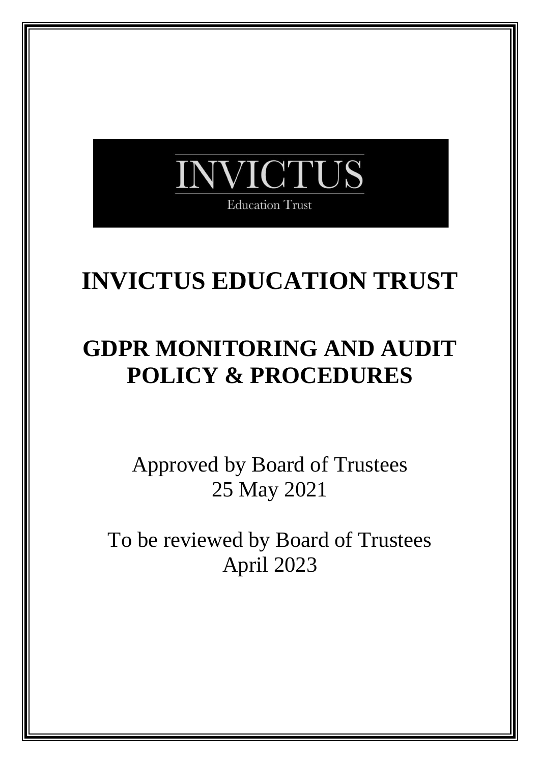INVICTUS

Education Trust

# INVICTUS EDUCATION TRUST

# GDPR MONITORING AND AUDIT POLICY & PROCEDURES

Approved by Board of Trustees
25 May 2021

To be reviewed by Board of Trustees
April 2023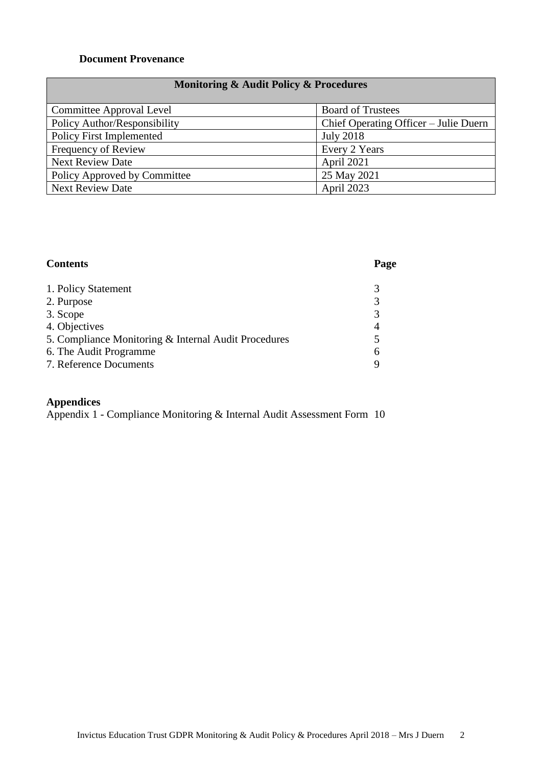**Document Provenance**

| Monitoring & Audit Policy & Procedures | |
|---|---|
| Committee Approval Level | Board of Trustees |
| Policy Author/Responsibility | Chief Operating Officer – Julie Duern |
| Policy First Implemented | July 2018 |
| Frequency of Review | Every 2 Years |
| Next Review Date | April 2021 |
| Policy Approved by Committee | 25 May 2021 |
| Next Review Date | April 2023 |

| **Contents** | **Page** |
|---|---|
| 1. Policy Statement | 3 |
| 2. Purpose | 3 |
| 3. Scope | 3 |
| 4. Objectives | 4 |
| 5. Compliance Monitoring & Internal Audit Procedures | 5 |
| 6. The Audit Programme | 6 |
| 7. Reference Documents | 9 |

**Appendices**

Appendix 1 - Compliance Monitoring & Internal Audit Assessment Form 10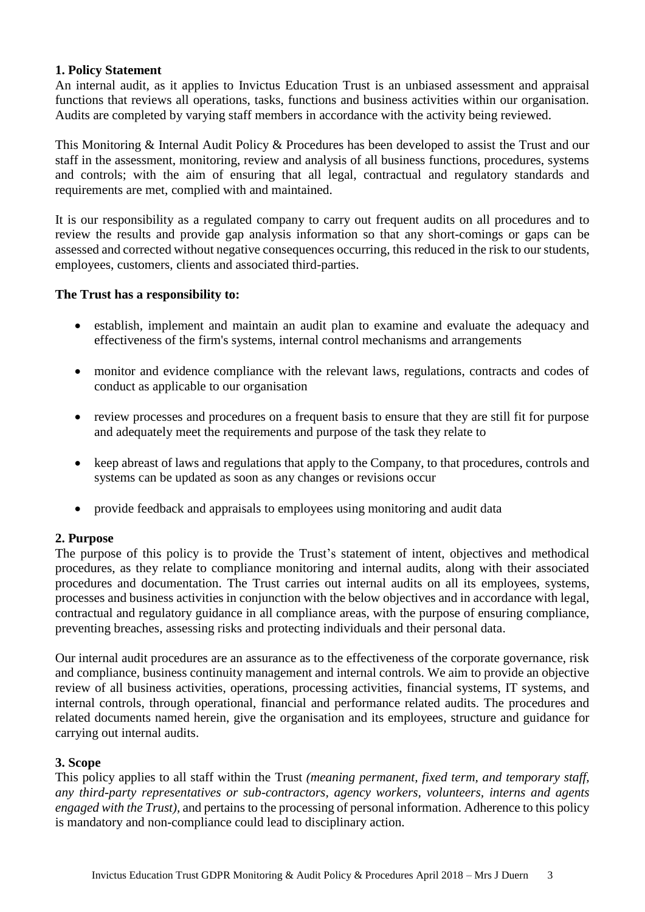## 1. Policy Statement

An internal audit, as it applies to Invictus Education Trust is an unbiased assessment and appraisal functions that reviews all operations, tasks, functions and business activities within our organisation. Audits are completed by varying staff members in accordance with the activity being reviewed.

This Monitoring & Internal Audit Policy & Procedures has been developed to assist the Trust and our staff in the assessment, monitoring, review and analysis of all business functions, procedures, systems and controls; with the aim of ensuring that all legal, contractual and regulatory standards and requirements are met, complied with and maintained.

It is our responsibility as a regulated company to carry out frequent audits on all procedures and to review the results and provide gap analysis information so that any short-comings or gaps can be assessed and corrected without negative consequences occurring, this reduced in the risk to our students, employees, customers, clients and associated third-parties.

**The Trust has a responsibility to:**

- establish, implement and maintain an audit plan to examine and evaluate the adequacy and effectiveness of the firm's systems, internal control mechanisms and arrangements
- monitor and evidence compliance with the relevant laws, regulations, contracts and codes of conduct as applicable to our organisation
- review processes and procedures on a frequent basis to ensure that they are still fit for purpose and adequately meet the requirements and purpose of the task they relate to
- keep abreast of laws and regulations that apply to the Company, to that procedures, controls and systems can be updated as soon as any changes or revisions occur
- provide feedback and appraisals to employees using monitoring and audit data

## 2. Purpose

The purpose of this policy is to provide the Trust's statement of intent, objectives and methodical procedures, as they relate to compliance monitoring and internal audits, along with their associated procedures and documentation. The Trust carries out internal audits on all its employees, systems, processes and business activities in conjunction with the below objectives and in accordance with legal, contractual and regulatory guidance in all compliance areas, with the purpose of ensuring compliance, preventing breaches, assessing risks and protecting individuals and their personal data.

Our internal audit procedures are an assurance as to the effectiveness of the corporate governance, risk and compliance, business continuity management and internal controls. We aim to provide an objective review of all business activities, operations, processing activities, financial systems, IT systems, and internal controls, through operational, financial and performance related audits. The procedures and related documents named herein, give the organisation and its employees, structure and guidance for carrying out internal audits.

## 3. Scope

This policy applies to all staff within the Trust *(meaning permanent, fixed term, and temporary staff, any third-party representatives or sub-contractors, agency workers, volunteers, interns and agents engaged with the Trust),* and pertains to the processing of personal information. Adherence to this policy is mandatory and non-compliance could lead to disciplinary action.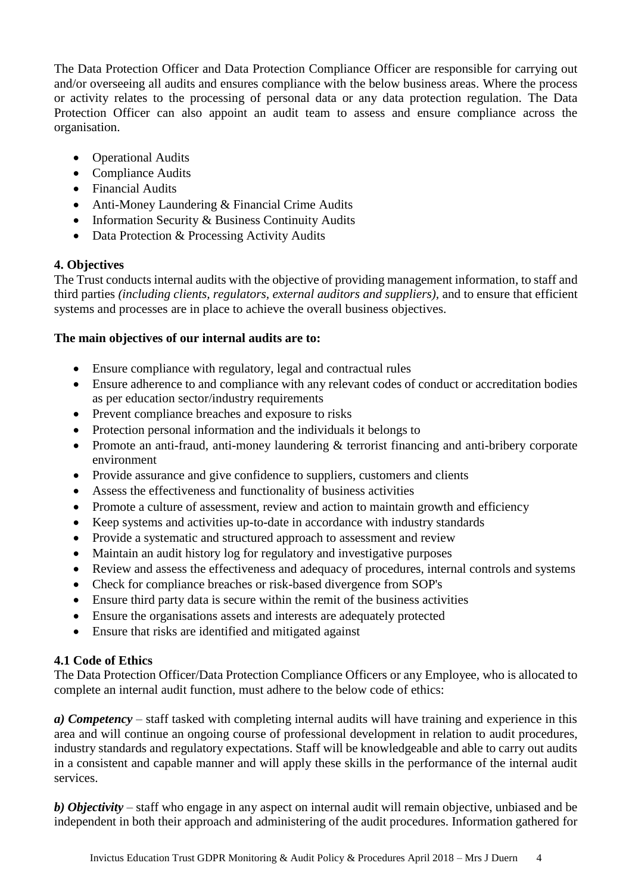The Data Protection Officer and Data Protection Compliance Officer are responsible for carrying out and/or overseeing all audits and ensures compliance with the below business areas. Where the process or activity relates to the processing of personal data or any data protection regulation. The Data Protection Officer can also appoint an audit team to assess and ensure compliance across the organisation.

- Operational Audits
- Compliance Audits
- Financial Audits
- Anti-Money Laundering & Financial Crime Audits
- Information Security & Business Continuity Audits
- Data Protection & Processing Activity Audits

### 4. Objectives

The Trust conducts internal audits with the objective of providing management information, to staff and third parties *(including clients, regulators, external auditors and suppliers),* and to ensure that efficient systems and processes are in place to achieve the overall business objectives.

**The main objectives of our internal audits are to:**

- Ensure compliance with regulatory, legal and contractual rules
- Ensure adherence to and compliance with any relevant codes of conduct or accreditation bodies as per education sector/industry requirements
- Prevent compliance breaches and exposure to risks
- Protection personal information and the individuals it belongs to
- Promote an anti-fraud, anti-money laundering & terrorist financing and anti-bribery corporate environment
- Provide assurance and give confidence to suppliers, customers and clients
- Assess the effectiveness and functionality of business activities
- Promote a culture of assessment, review and action to maintain growth and efficiency
- Keep systems and activities up-to-date in accordance with industry standards
- Provide a systematic and structured approach to assessment and review
- Maintain an audit history log for regulatory and investigative purposes
- Review and assess the effectiveness and adequacy of procedures, internal controls and systems
- Check for compliance breaches or risk-based divergence from SOP's
- Ensure third party data is secure within the remit of the business activities
- Ensure the organisations assets and interests are adequately protected
- Ensure that risks are identified and mitigated against

### 4.1 Code of Ethics

The Data Protection Officer/Data Protection Compliance Officers or any Employee, who is allocated to complete an internal audit function, must adhere to the below code of ethics:

***a) Competency*** – staff tasked with completing internal audits will have training and experience in this area and will continue an ongoing course of professional development in relation to audit procedures, industry standards and regulatory expectations. Staff will be knowledgeable and able to carry out audits in a consistent and capable manner and will apply these skills in the performance of the internal audit services.

***b) Objectivity*** – staff who engage in any aspect on internal audit will remain objective, unbiased and be independent in both their approach and administering of the audit procedures. Information gathered for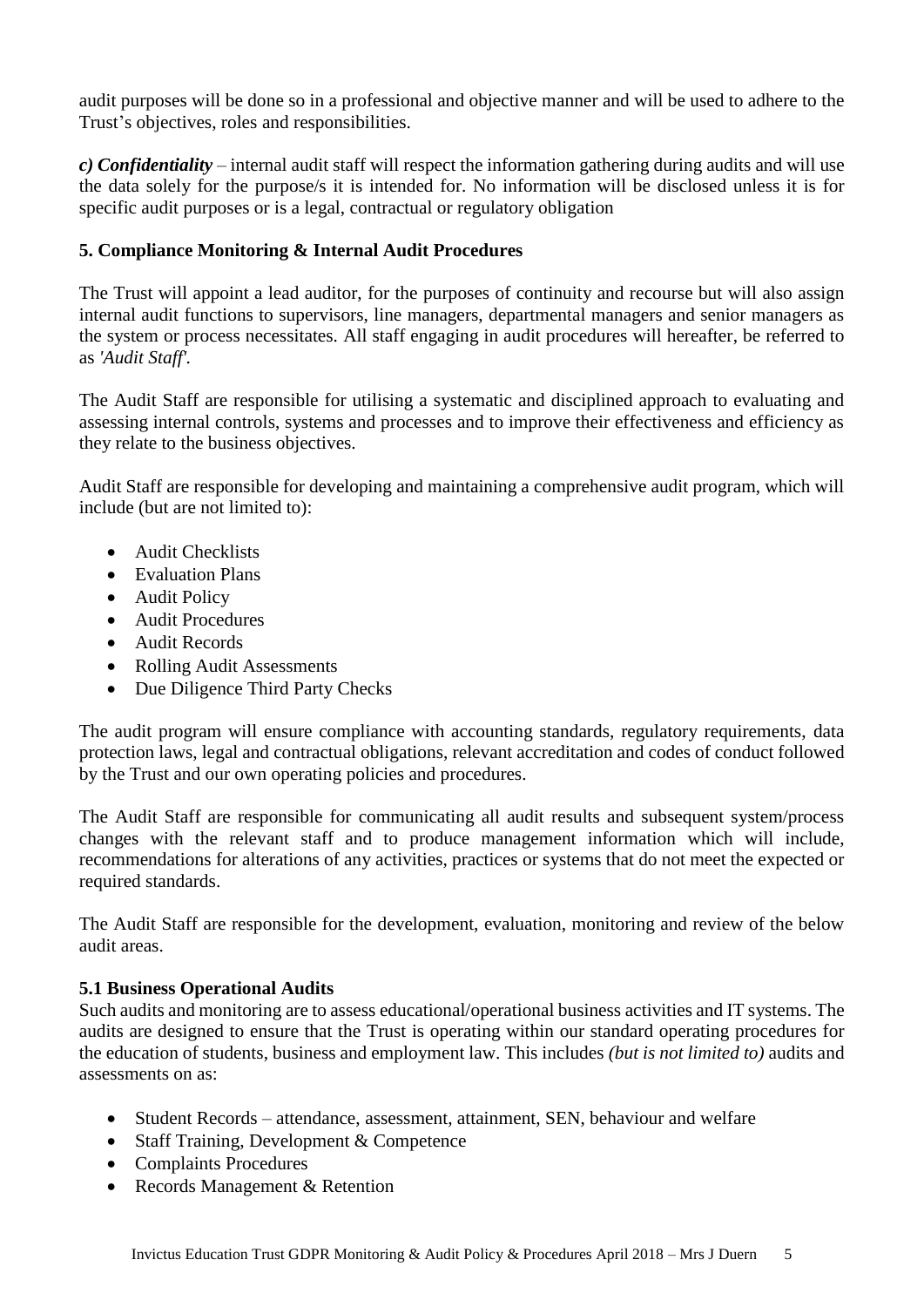audit purposes will be done so in a professional and objective manner and will be used to adhere to the Trust's objectives, roles and responsibilities.

***c) Confidentiality*** – internal audit staff will respect the information gathering during audits and will use the data solely for the purpose/s it is intended for. No information will be disclosed unless it is for specific audit purposes or is a legal, contractual or regulatory obligation

## 5. Compliance Monitoring & Internal Audit Procedures

The Trust will appoint a lead auditor, for the purposes of continuity and recourse but will also assign internal audit functions to supervisors, line managers, departmental managers and senior managers as the system or process necessitates. All staff engaging in audit procedures will hereafter, be referred to as *'Audit Staff'*.

The Audit Staff are responsible for utilising a systematic and disciplined approach to evaluating and assessing internal controls, systems and processes and to improve their effectiveness and efficiency as they relate to the business objectives.

Audit Staff are responsible for developing and maintaining a comprehensive audit program, which will include (but are not limited to):

- Audit Checklists
- Evaluation Plans
- Audit Policy
- Audit Procedures
- Audit Records
- Rolling Audit Assessments
- Due Diligence Third Party Checks

The audit program will ensure compliance with accounting standards, regulatory requirements, data protection laws, legal and contractual obligations, relevant accreditation and codes of conduct followed by the Trust and our own operating policies and procedures.

The Audit Staff are responsible for communicating all audit results and subsequent system/process changes with the relevant staff and to produce management information which will include, recommendations for alterations of any activities, practices or systems that do not meet the expected or required standards.

The Audit Staff are responsible for the development, evaluation, monitoring and review of the below audit areas.

### 5.1 Business Operational Audits

Such audits and monitoring are to assess educational/operational business activities and IT systems. The audits are designed to ensure that the Trust is operating within our standard operating procedures for the education of students, business and employment law. This includes *(but is not limited to)* audits and assessments on as:

- Student Records – attendance, assessment, attainment, SEN, behaviour and welfare
- Staff Training, Development & Competence
- Complaints Procedures
- Records Management & Retention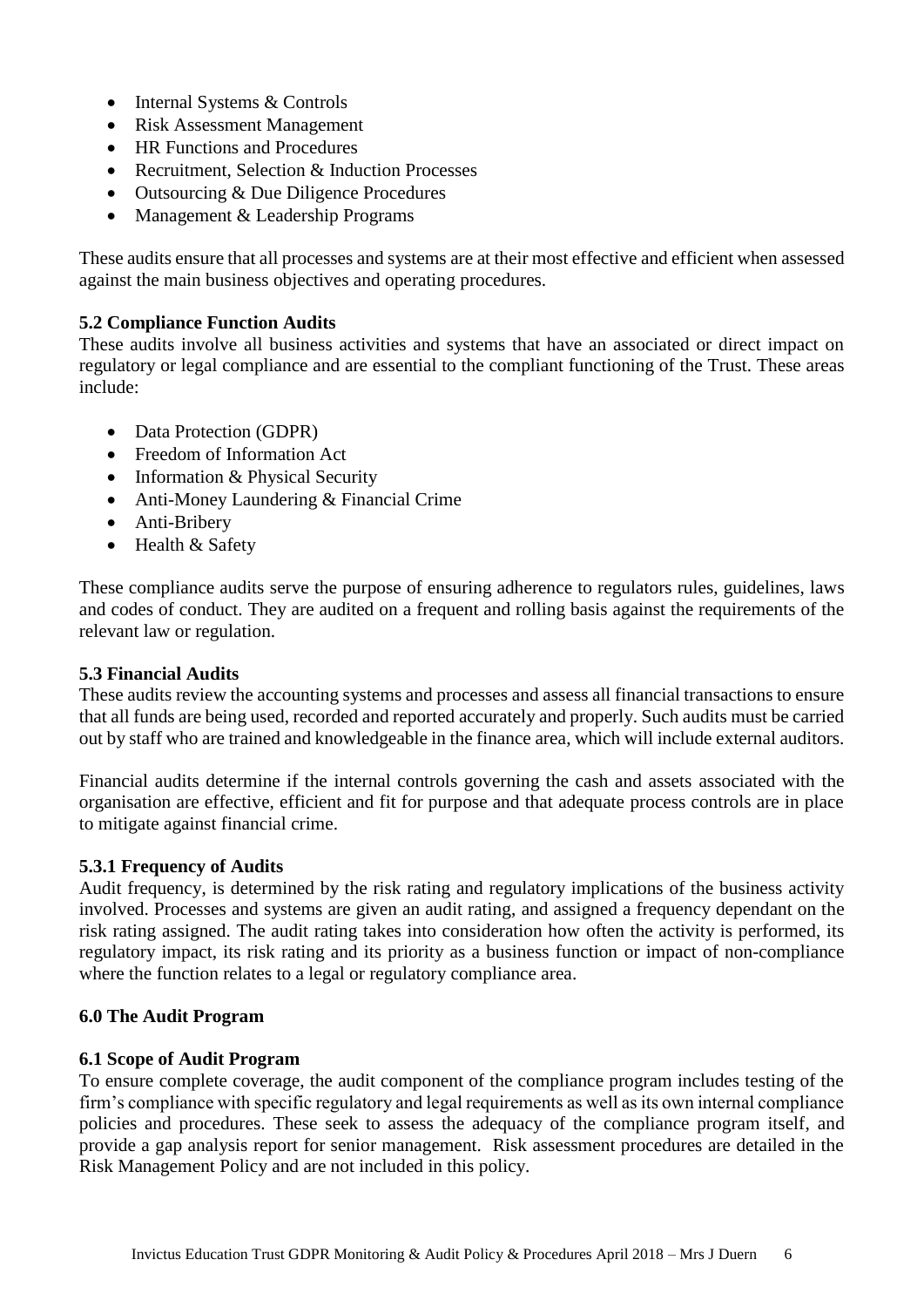- Internal Systems & Controls
- Risk Assessment Management
- HR Functions and Procedures
- Recruitment, Selection & Induction Processes
- Outsourcing & Due Diligence Procedures
- Management & Leadership Programs

These audits ensure that all processes and systems are at their most effective and efficient when assessed against the main business objectives and operating procedures.

### 5.2 Compliance Function Audits

These audits involve all business activities and systems that have an associated or direct impact on regulatory or legal compliance and are essential to the compliant functioning of the Trust. These areas include:

- Data Protection (GDPR)
- Freedom of Information Act
- Information & Physical Security
- Anti-Money Laundering & Financial Crime
- Anti-Bribery
- Health & Safety

These compliance audits serve the purpose of ensuring adherence to regulators rules, guidelines, laws and codes of conduct. They are audited on a frequent and rolling basis against the requirements of the relevant law or regulation.

### 5.3 Financial Audits

These audits review the accounting systems and processes and assess all financial transactions to ensure that all funds are being used, recorded and reported accurately and properly. Such audits must be carried out by staff who are trained and knowledgeable in the finance area, which will include external auditors.

Financial audits determine if the internal controls governing the cash and assets associated with the organisation are effective, efficient and fit for purpose and that adequate process controls are in place to mitigate against financial crime.

#### 5.3.1 Frequency of Audits

Audit frequency, is determined by the risk rating and regulatory implications of the business activity involved. Processes and systems are given an audit rating, and assigned a frequency dependant on the risk rating assigned. The audit rating takes into consideration how often the activity is performed, its regulatory impact, its risk rating and its priority as a business function or impact of non-compliance where the function relates to a legal or regulatory compliance area.

## 6.0 The Audit Program

### 6.1 Scope of Audit Program

To ensure complete coverage, the audit component of the compliance program includes testing of the firm's compliance with specific regulatory and legal requirements as well as its own internal compliance policies and procedures. These seek to assess the adequacy of the compliance program itself, and provide a gap analysis report for senior management. Risk assessment procedures are detailed in the Risk Management Policy and are not included in this policy.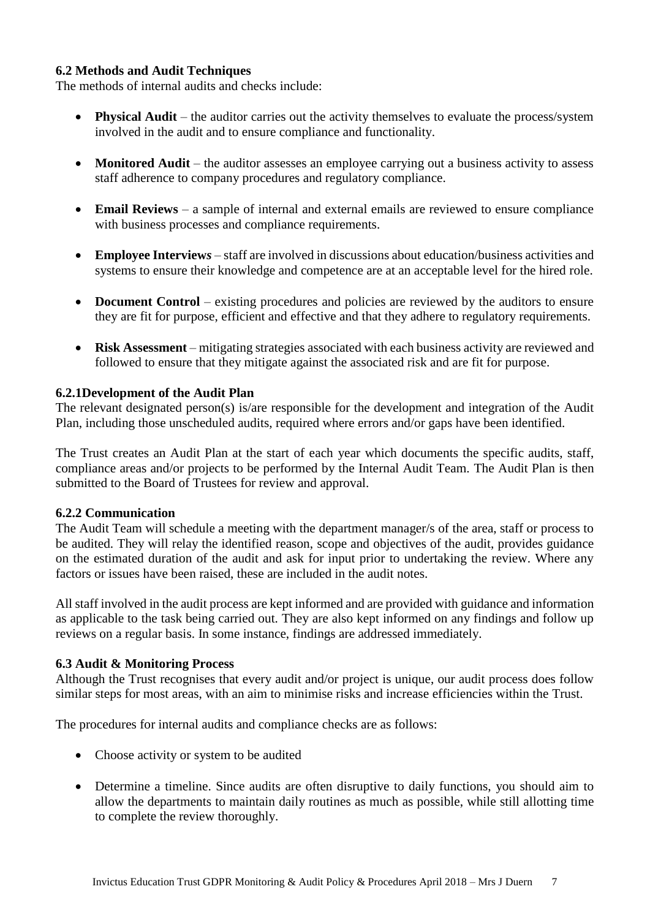### 6.2 Methods and Audit Techniques

The methods of internal audits and checks include:

- **Physical Audit** – the auditor carries out the activity themselves to evaluate the process/system involved in the audit and to ensure compliance and functionality.
- **Monitored Audit** – the auditor assesses an employee carrying out a business activity to assess staff adherence to company procedures and regulatory compliance.
- **Email Reviews** – a sample of internal and external emails are reviewed to ensure compliance with business processes and compliance requirements.
- **Employee Interview*s*** – staff are involved in discussions about education/business activities and systems to ensure their knowledge and competence are at an acceptable level for the hired role.
- **Document Control** – existing procedures and policies are reviewed by the auditors to ensure they are fit for purpose, efficient and effective and that they adhere to regulatory requirements.
- **Risk Assessment** – mitigating strategies associated with each business activity are reviewed and followed to ensure that they mitigate against the associated risk and are fit for purpose.

#### 6.2.1Development of the Audit Plan

The relevant designated person(s) is/are responsible for the development and integration of the Audit Plan, including those unscheduled audits, required where errors and/or gaps have been identified.

The Trust creates an Audit Plan at the start of each year which documents the specific audits, staff, compliance areas and/or projects to be performed by the Internal Audit Team. The Audit Plan is then submitted to the Board of Trustees for review and approval.

#### 6.2.2 Communication

The Audit Team will schedule a meeting with the department manager/s of the area, staff or process to be audited. They will relay the identified reason, scope and objectives of the audit, provides guidance on the estimated duration of the audit and ask for input prior to undertaking the review. Where any factors or issues have been raised, these are included in the audit notes.

All staff involved in the audit process are kept informed and are provided with guidance and information as applicable to the task being carried out. They are also kept informed on any findings and follow up reviews on a regular basis. In some instance, findings are addressed immediately.

### 6.3 Audit & Monitoring Process

Although the Trust recognises that every audit and/or project is unique, our audit process does follow similar steps for most areas, with an aim to minimise risks and increase efficiencies within the Trust.

The procedures for internal audits and compliance checks are as follows:

- Choose activity or system to be audited
- Determine a timeline. Since audits are often disruptive to daily functions, you should aim to allow the departments to maintain daily routines as much as possible, while still allotting time to complete the review thoroughly.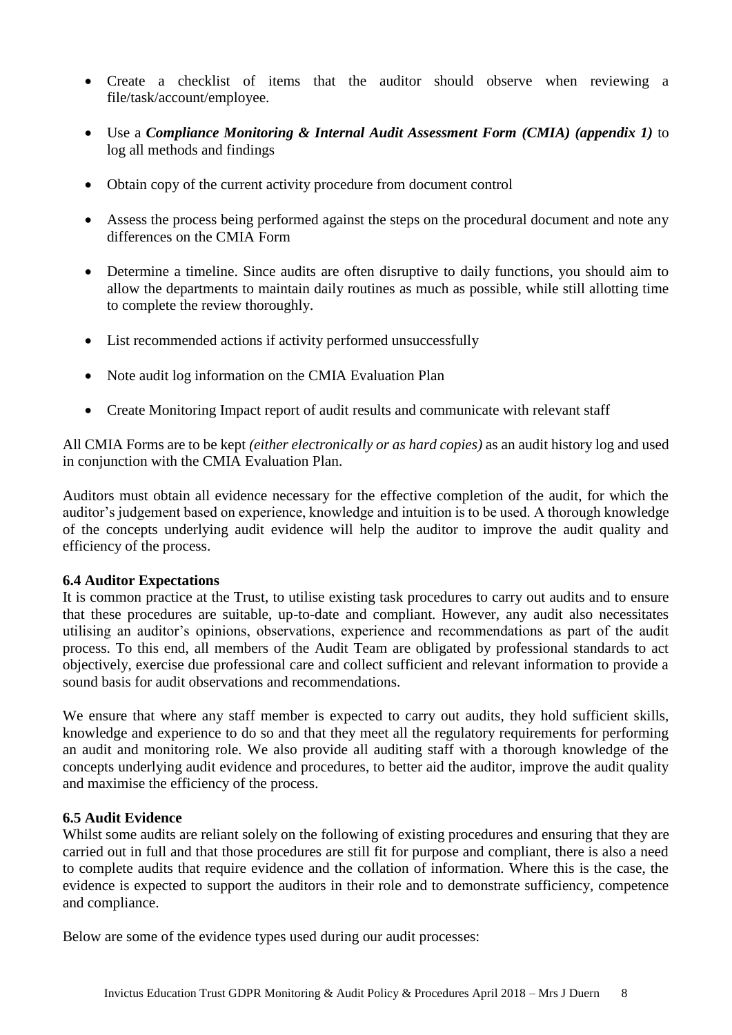- Create a checklist of items that the auditor should observe when reviewing a file/task/account/employee.
- Use a ***Compliance Monitoring & Internal Audit Assessment Form (CMIA) (appendix 1)*** to log all methods and findings
- Obtain copy of the current activity procedure from document control
- Assess the process being performed against the steps on the procedural document and note any differences on the CMIA Form
- Determine a timeline. Since audits are often disruptive to daily functions, you should aim to allow the departments to maintain daily routines as much as possible, while still allotting time to complete the review thoroughly.
- List recommended actions if activity performed unsuccessfully
- Note audit log information on the CMIA Evaluation Plan
- Create Monitoring Impact report of audit results and communicate with relevant staff

All CMIA Forms are to be kept *(either electronically or as hard copies)* as an audit history log and used in conjunction with the CMIA Evaluation Plan.

Auditors must obtain all evidence necessary for the effective completion of the audit, for which the auditor's judgement based on experience, knowledge and intuition is to be used. A thorough knowledge of the concepts underlying audit evidence will help the auditor to improve the audit quality and efficiency of the process.

**6.4 Auditor Expectations**

It is common practice at the Trust, to utilise existing task procedures to carry out audits and to ensure that these procedures are suitable, up-to-date and compliant. However, any audit also necessitates utilising an auditor's opinions, observations, experience and recommendations as part of the audit process. To this end, all members of the Audit Team are obligated by professional standards to act objectively, exercise due professional care and collect sufficient and relevant information to provide a sound basis for audit observations and recommendations.

We ensure that where any staff member is expected to carry out audits, they hold sufficient skills, knowledge and experience to do so and that they meet all the regulatory requirements for performing an audit and monitoring role. We also provide all auditing staff with a thorough knowledge of the concepts underlying audit evidence and procedures, to better aid the auditor, improve the audit quality and maximise the efficiency of the process.

**6.5 Audit Evidence**

Whilst some audits are reliant solely on the following of existing procedures and ensuring that they are carried out in full and that those procedures are still fit for purpose and compliant, there is also a need to complete audits that require evidence and the collation of information. Where this is the case, the evidence is expected to support the auditors in their role and to demonstrate sufficiency, competence and compliance.

Below are some of the evidence types used during our audit processes: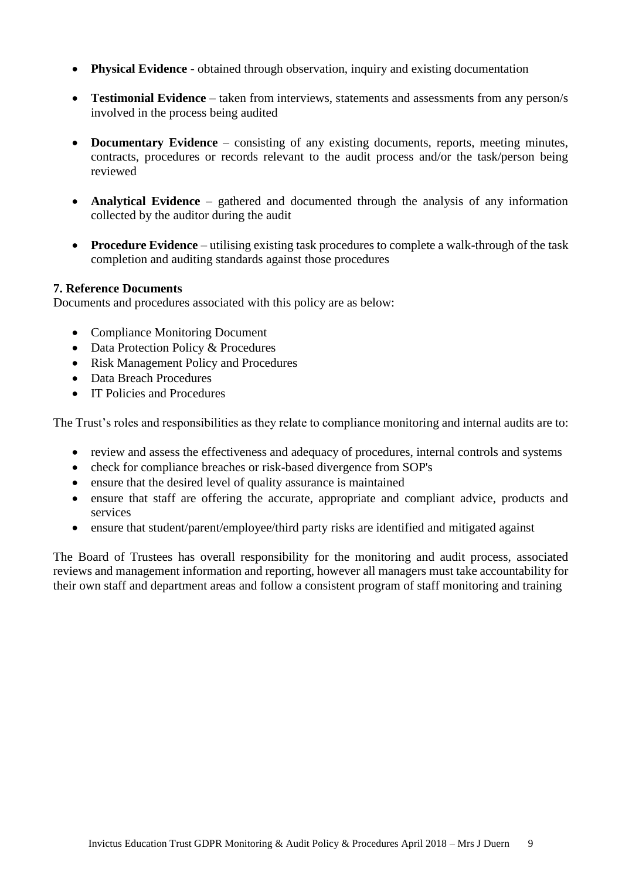- **Physical Evidence** - obtained through observation, inquiry and existing documentation
- **Testimonial Evidence** – taken from interviews, statements and assessments from any person/s involved in the process being audited
- **Documentary Evidence** – consisting of any existing documents, reports, meeting minutes, contracts, procedures or records relevant to the audit process and/or the task/person being reviewed
- **Analytical Evidence** – gathered and documented through the analysis of any information collected by the auditor during the audit
- **Procedure Evidence** – utilising existing task procedures to complete a walk-through of the task completion and auditing standards against those procedures

### 7. Reference Documents

Documents and procedures associated with this policy are as below:

- Compliance Monitoring Document
- Data Protection Policy & Procedures
- Risk Management Policy and Procedures
- Data Breach Procedures
- IT Policies and Procedures

The Trust's roles and responsibilities as they relate to compliance monitoring and internal audits are to:

- review and assess the effectiveness and adequacy of procedures, internal controls and systems
- check for compliance breaches or risk-based divergence from SOP's
- ensure that the desired level of quality assurance is maintained
- ensure that staff are offering the accurate, appropriate and compliant advice, products and services
- ensure that student/parent/employee/third party risks are identified and mitigated against

The Board of Trustees has overall responsibility for the monitoring and audit process, associated reviews and management information and reporting, however all managers must take accountability for their own staff and department areas and follow a consistent program of staff monitoring and training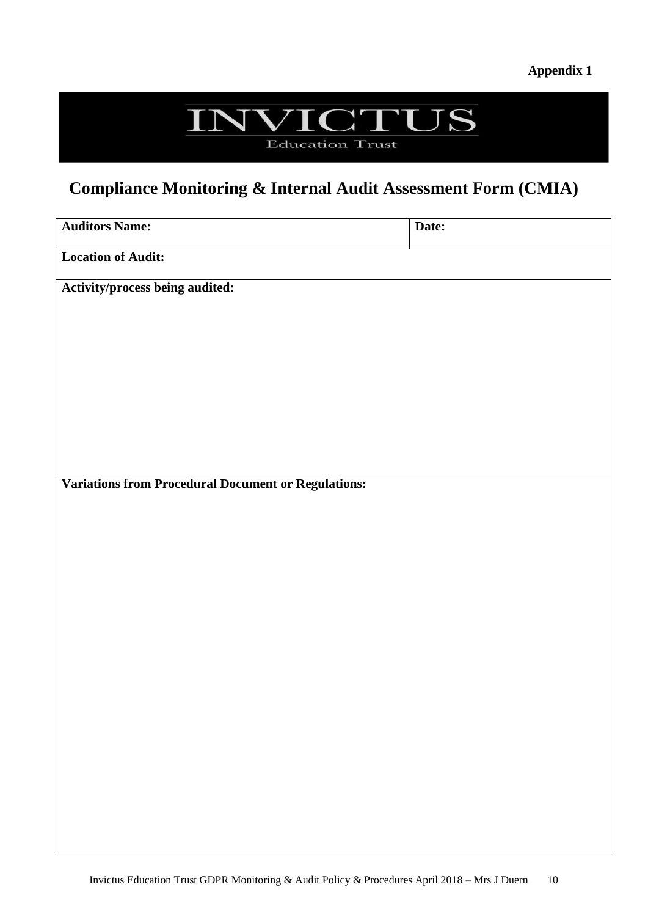**Appendix 1**

INVICTUS
Education Trust

# Compliance Monitoring & Internal Audit Assessment Form (CMIA)

| **Auditors Name:** | **Date:** |
|---|---|
| **Location of Audit:** | |
| **Activity/process being audited:** | |
| **Variations from Procedural Document or Regulations:** | |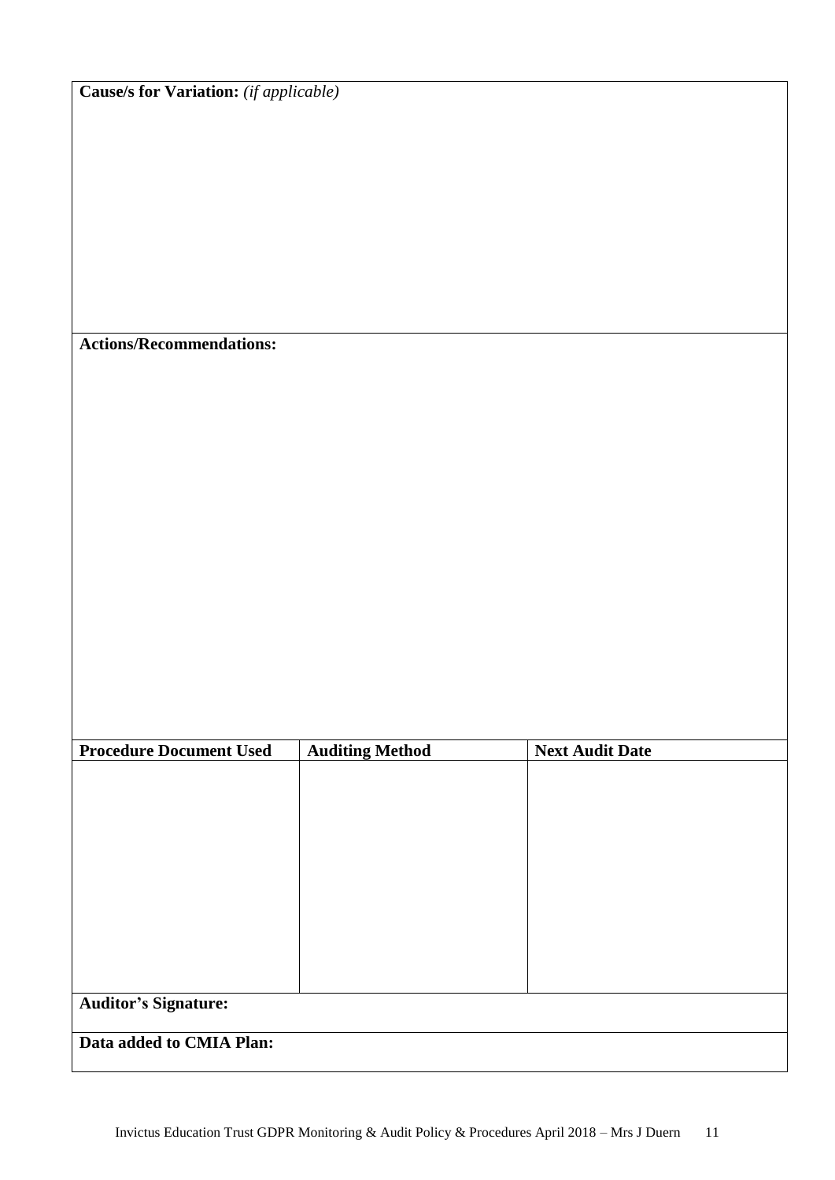**Cause/s for Variation:** *(if applicable)*

**Actions/Recommendations:**

| Procedure Document Used | Auditing Method | Next Audit Date |
| --- | --- | --- |
| | | |

**Auditor's Signature:**

**Data added to CMIA Plan:**